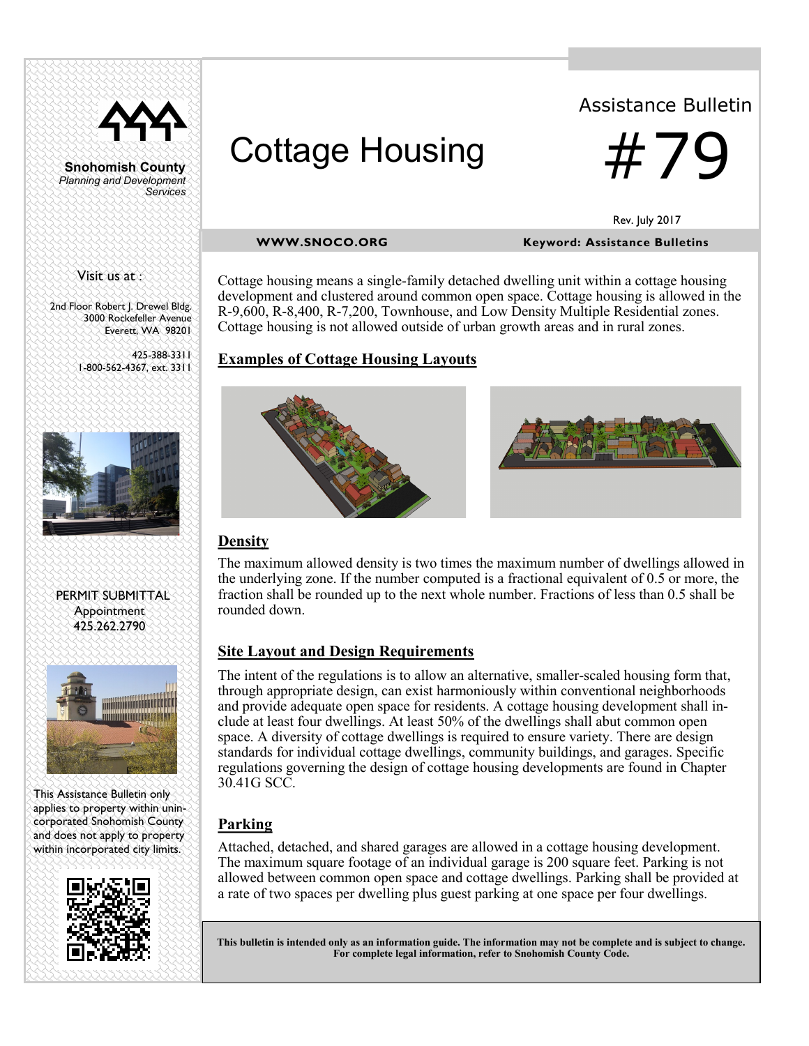# Cottage Housing

Assistance Bulletin

# #79

Rev. July 2017

**WWW.SNOCO.ORG** **Keyword: Assistance Bulletins**

**Snohomish County**
*Planning and Development Services*

Visit us at :

2nd Floor Robert J. Drewel Bldg.
3000 Rockefeller Avenue
Everett, WA 98201

425-388-3311
1-800-562-4367, ext. 3311

PERMIT SUBMITTAL
Appointment
425.262.2790

This Assistance Bulletin only applies to property within unincorporated Snohomish County and does not apply to property within incorporated city limits.

Cottage housing means a single-family detached dwelling unit within a cottage housing development and clustered around common open space. Cottage housing is allowed in the R-9,600, R-8,400, R-7,200, Townhouse, and Low Density Multiple Residential zones. Cottage housing is not allowed outside of urban growth areas and in rural zones.

## Examples of Cottage Housing Layouts

## Density

The maximum allowed density is two times the maximum number of dwellings allowed in the underlying zone. If the number computed is a fractional equivalent of 0.5 or more, the fraction shall be rounded up to the next whole number. Fractions of less than 0.5 shall be rounded down.

## Site Layout and Design Requirements

The intent of the regulations is to allow an alternative, smaller-scaled housing form that, through appropriate design, can exist harmoniously within conventional neighborhoods and provide adequate open space for residents. A cottage housing development shall include at least four dwellings. At least 50% of the dwellings shall abut common open space. A diversity of cottage dwellings is required to ensure variety. There are design standards for individual cottage dwellings, community buildings, and garages. Specific regulations governing the design of cottage housing developments are found in Chapter 30.41G SCC.

## Parking

Attached, detached, and shared garages are allowed in a cottage housing development. The maximum square footage of an individual garage is 200 square feet. Parking is not allowed between common open space and cottage dwellings. Parking shall be provided at a rate of two spaces per dwelling plus guest parking at one space per four dwellings.

**This bulletin is intended only as an information guide. The information may not be complete and is subject to change. For complete legal information, refer to Snohomish County Code.**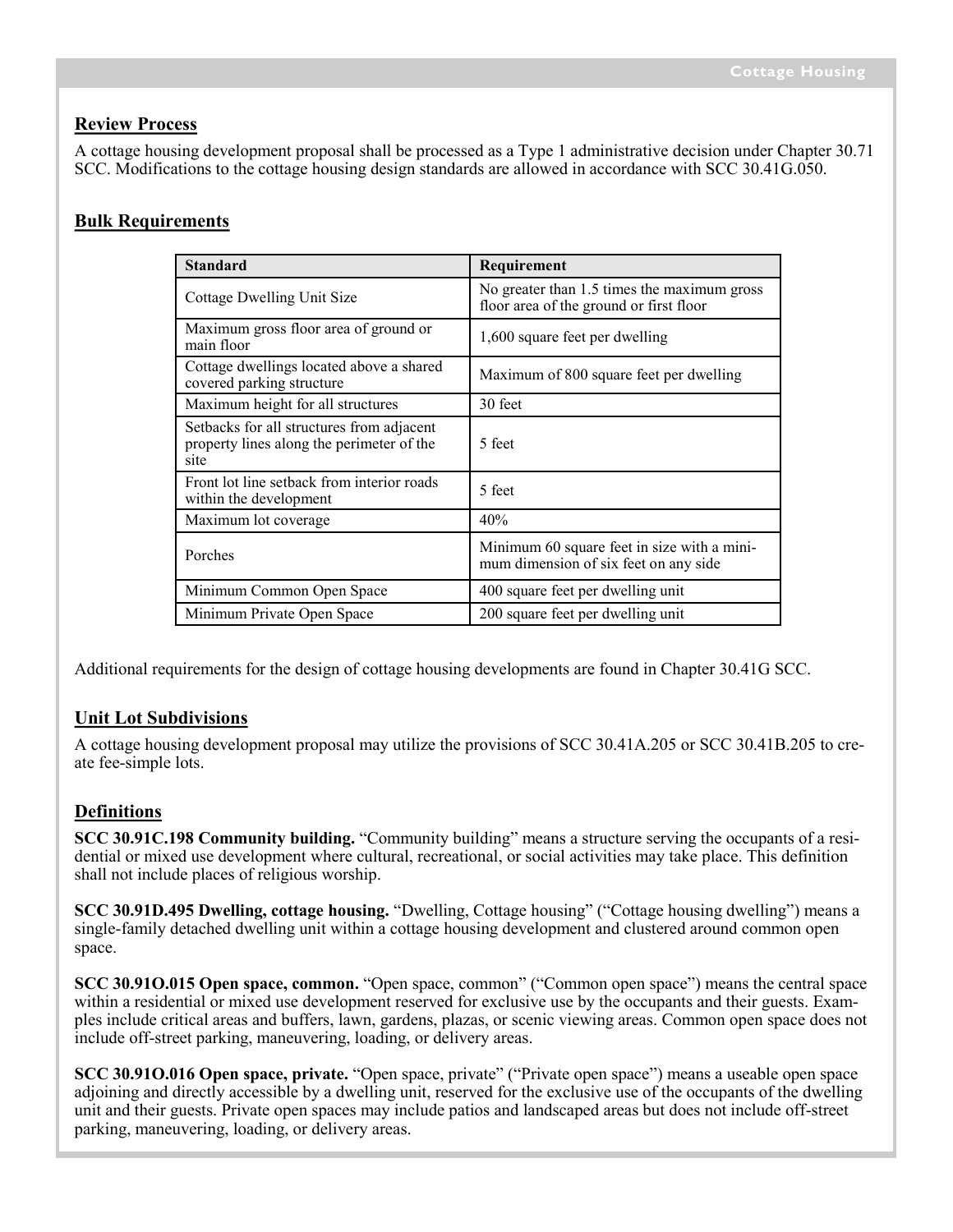## Review Process

A cottage housing development proposal shall be processed as a Type 1 administrative decision under Chapter 30.71 SCC. Modifications to the cottage housing design standards are allowed in accordance with SCC 30.41G.050.

## Bulk Requirements

| Standard | Requirement |
| --- | --- |
| Cottage Dwelling Unit Size | No greater than 1.5 times the maximum gross floor area of the ground or first floor |
| Maximum gross floor area of ground or main floor | 1,600 square feet per dwelling |
| Cottage dwellings located above a shared covered parking structure | Maximum of 800 square feet per dwelling |
| Maximum height for all structures | 30 feet |
| Setbacks for all structures from adjacent property lines along the perimeter of the site | 5 feet |
| Front lot line setback from interior roads within the development | 5 feet |
| Maximum lot coverage | 40% |
| Porches | Minimum 60 square feet in size with a minimum dimension of six feet on any side |
| Minimum Common Open Space | 400 square feet per dwelling unit |
| Minimum Private Open Space | 200 square feet per dwelling unit |

Additional requirements for the design of cottage housing developments are found in Chapter 30.41G SCC.

## Unit Lot Subdivisions

A cottage housing development proposal may utilize the provisions of SCC 30.41A.205 or SCC 30.41B.205 to create fee-simple lots.

## Definitions

**SCC 30.91C.198 Community building.** "Community building" means a structure serving the occupants of a residential or mixed use development where cultural, recreational, or social activities may take place. This definition shall not include places of religious worship.

**SCC 30.91D.495 Dwelling, cottage housing.** "Dwelling, Cottage housing" ("Cottage housing dwelling") means a single-family detached dwelling unit within a cottage housing development and clustered around common open space.

**SCC 30.91O.015 Open space, common.** "Open space, common" ("Common open space") means the central space within a residential or mixed use development reserved for exclusive use by the occupants and their guests. Examples include critical areas and buffers, lawn, gardens, plazas, or scenic viewing areas. Common open space does not include off-street parking, maneuvering, loading, or delivery areas.

**SCC 30.91O.016 Open space, private.** "Open space, private" ("Private open space") means a useable open space adjoining and directly accessible by a dwelling unit, reserved for the exclusive use of the occupants of the dwelling unit and their guests. Private open spaces may include patios and landscaped areas but does not include off-street parking, maneuvering, loading, or delivery areas.